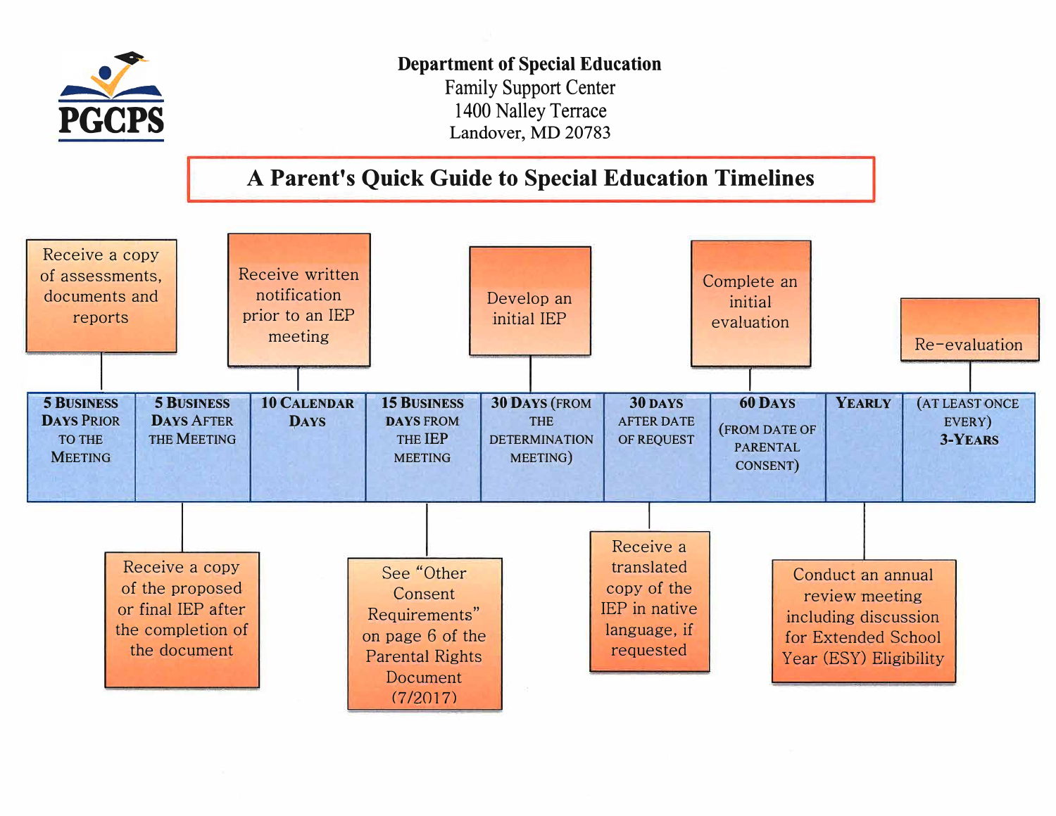**Department of Special Education**
Family Support Center
1400 Nalley Terrace
Landover, MD 20783

# A Parent's Quick Guide to Special Education Timelines

| Timeline | Action |
| --- | --- |
| **5 Business Days Prior to the Meeting** | Receive a copy of assessments, documents and reports |
| **5 Business Days After the Meeting** | Receive a copy of the proposed or final IEP after the completion of the document |
| **10 Calendar Days** | Receive written notification prior to an IEP meeting |
| **15 Business Days from the IEP Meeting** | See "Other Consent Requirements" on page 6 of the Parental Rights Document (7/2017) |
| **30 Days** (from the determination meeting) | Develop an initial IEP |
| **30 Days after date of request** | Receive a translated copy of the IEP in native language, if requested |
| **60 Days** (from date of parental consent) | Complete an initial evaluation |
| **Yearly** | Conduct an annual review meeting including discussion for Extended School Year (ESY) Eligibility |
| (At least once every) **3-Years** | Re-evaluation |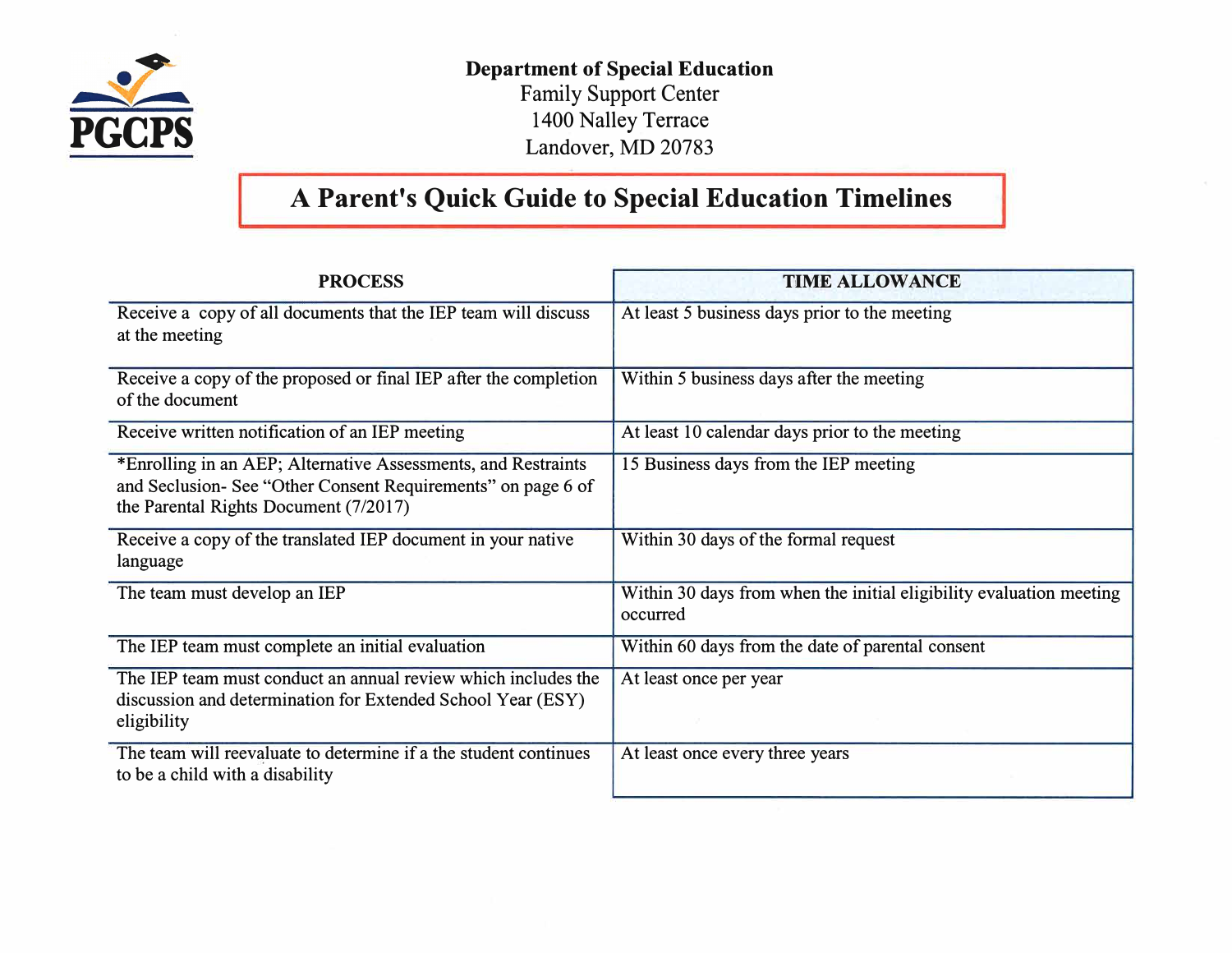**Department of Special Education**
Family Support Center
1400 Nalley Terrace
Landover, MD 20783

# A Parent's Quick Guide to Special Education Timelines

| PROCESS | TIME ALLOWANCE |
|---|---|
| Receive a copy of all documents that the IEP team will discuss at the meeting | At least 5 business days prior to the meeting |
| Receive a copy of the proposed or final IEP after the completion of the document | Within 5 business days after the meeting |
| Receive written notification of an IEP meeting | At least 10 calendar days prior to the meeting |
| *Enrolling in an AEP; Alternative Assessments, and Restraints and Seclusion- See "Other Consent Requirements" on page 6 of the Parental Rights Document (7/2017) | 15 Business days from the IEP meeting |
| Receive a copy of the translated IEP document in your native language | Within 30 days of the formal request |
| The team must develop an IEP | Within 30 days from when the initial eligibility evaluation meeting occurred |
| The IEP team must complete an initial evaluation | Within 60 days from the date of parental consent |
| The IEP team must conduct an annual review which includes the discussion and determination for Extended School Year (ESY) eligibility | At least once per year |
| The team will reevaluate to determine if a the student continues to be a child with a disability | At least once every three years |